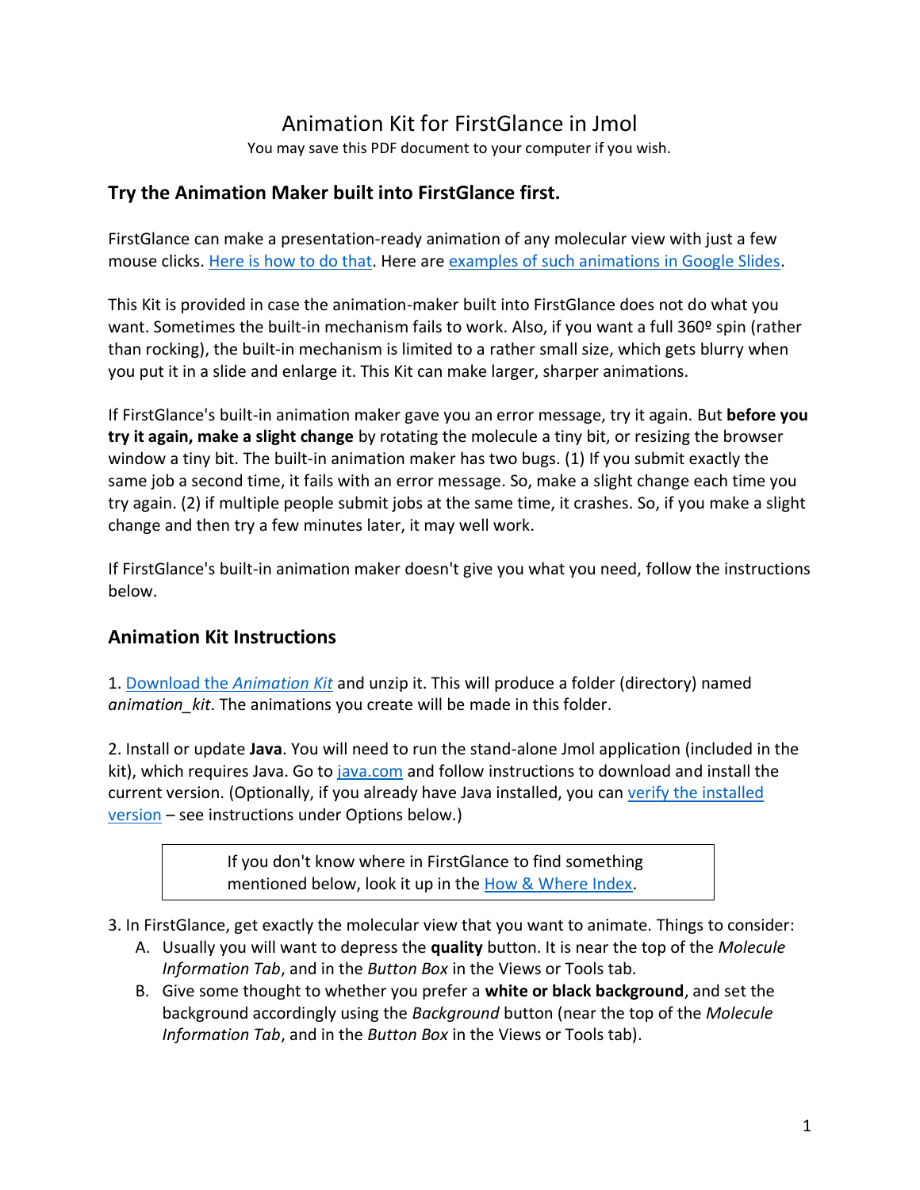# Animation Kit for FirstGlance in Jmol

You may save this PDF document to your computer if you wish.

## Try the Animation Maker built into FirstGlance first.

FirstGlance can make a presentation-ready animation of any molecular view with just a few mouse clicks. Here is how to do that. Here are examples of such animations in Google Slides.

This Kit is provided in case the animation-maker built into FirstGlance does not do what you want. Sometimes the built-in mechanism fails to work. Also, if you want a full 360º spin (rather than rocking), the built-in mechanism is limited to a rather small size, which gets blurry when you put it in a slide and enlarge it. This Kit can make larger, sharper animations.

If FirstGlance's built-in animation maker gave you an error message, try it again. But **before you try it again, make a slight change** by rotating the molecule a tiny bit, or resizing the browser window a tiny bit. The built-in animation maker has two bugs. (1) If you submit exactly the same job a second time, it fails with an error message. So, make a slight change each time you try again. (2) if multiple people submit jobs at the same time, it crashes. So, if you make a slight change and then try a few minutes later, it may well work.

If FirstGlance's built-in animation maker doesn't give you what you need, follow the instructions below.

## Animation Kit Instructions

1. Download the *Animation Kit* and unzip it. This will produce a folder (directory) named *animation_kit*. The animations you create will be made in this folder.

2. Install or update **Java**. You will need to run the stand-alone Jmol application (included in the kit), which requires Java. Go to java.com and follow instructions to download and install the current version. (Optionally, if you already have Java installed, you can verify the installed version – see instructions under Options below.)

> If you don't know where in FirstGlance to find something mentioned below, look it up in the How & Where Index.

3. In FirstGlance, get exactly the molecular view that you want to animate. Things to consider:
   A. Usually you will want to depress the **quality** button. It is near the top of the *Molecule Information Tab*, and in the *Button Box* in the Views or Tools tab.
   B. Give some thought to whether you prefer a **white or black background**, and set the background accordingly using the *Background* button (near the top of the *Molecule Information Tab*, and in the *Button Box* in the Views or Tools tab).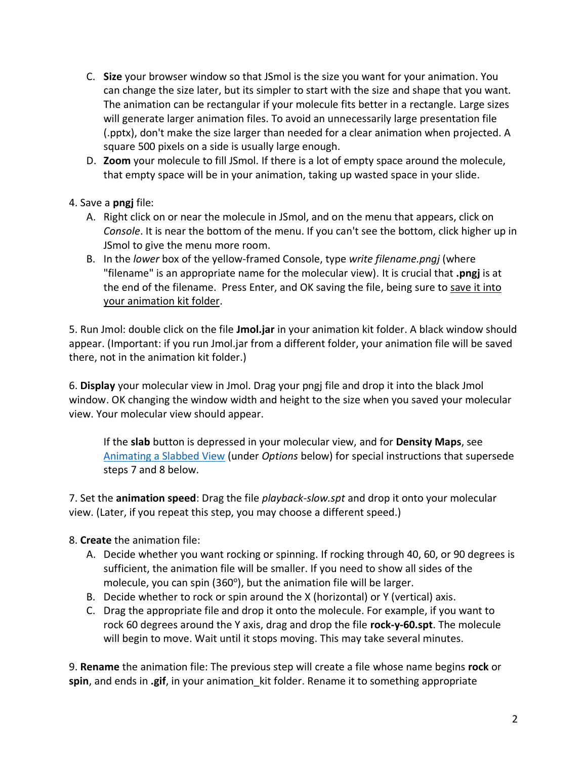C. **Size** your browser window so that JSmol is the size you want for your animation. You can change the size later, but its simpler to start with the size and shape that you want. The animation can be rectangular if your molecule fits better in a rectangle. Large sizes will generate larger animation files. To avoid an unnecessarily large presentation file (.pptx), don't make the size larger than needed for a clear animation when projected. A square 500 pixels on a side is usually large enough.

D. **Zoom** your molecule to fill JSmol. If there is a lot of empty space around the molecule, that empty space will be in your animation, taking up wasted space in your slide.

4. Save a **pngj** file:

   A. Right click on or near the molecule in JSmol, and on the menu that appears, click on *Console*. It is near the bottom of the menu. If you can't see the bottom, click higher up in JSmol to give the menu more room.

   B. In the *lower* box of the yellow-framed Console, type *write filename.pngj* (where "filename" is an appropriate name for the molecular view). It is crucial that **.pngj** is at the end of the filename. Press Enter, and OK saving the file, being sure to <u>save it into your animation kit folder</u>.

5. Run Jmol: double click on the file **Jmol.jar** in your animation kit folder. A black window should appear. (Important: if you run Jmol.jar from a different folder, your animation file will be saved there, not in the animation kit folder.)

6. **Display** your molecular view in Jmol. Drag your pngj file and drop it into the black Jmol window. OK changing the window width and height to the size when you saved your molecular view. Your molecular view should appear.

   If the **slab** button is depressed in your molecular view, and for **Density Maps**, see <u>Animating a Slabbed View</u> (under *Options* below) for special instructions that supersede steps 7 and 8 below.

7. Set the **animation speed**: Drag the file *playback-slow.spt* and drop it onto your molecular view. (Later, if you repeat this step, you may choose a different speed.)

8. **Create** the animation file:

   A. Decide whether you want rocking or spinning. If rocking through 40, 60, or 90 degrees is sufficient, the animation file will be smaller. If you need to show all sides of the molecule, you can spin (360$^{o}$), but the animation file will be larger.

   B. Decide whether to rock or spin around the X (horizontal) or Y (vertical) axis.

   C. Drag the appropriate file and drop it onto the molecule. For example, if you want to rock 60 degrees around the Y axis, drag and drop the file **rock-y-60.spt**. The molecule will begin to move. Wait until it stops moving. This may take several minutes.

9. **Rename** the animation file: The previous step will create a file whose name begins **rock** or **spin**, and ends in **.gif**, in your animation_kit folder. Rename it to something appropriate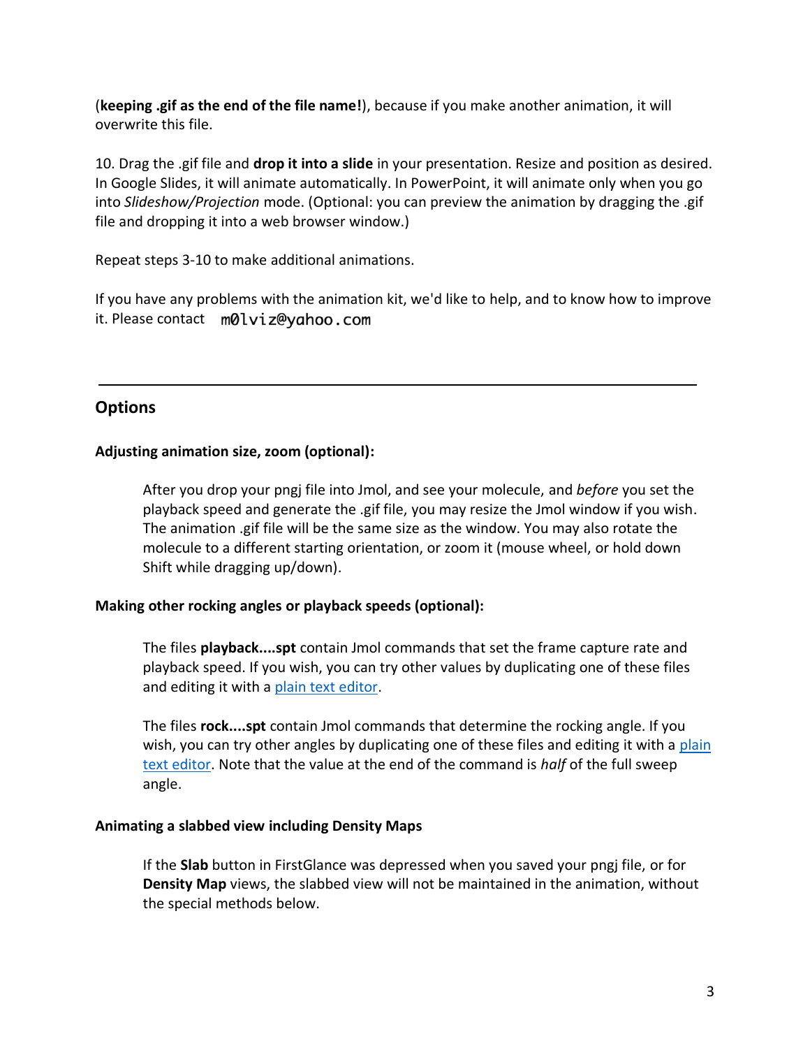(**keeping .gif as the end of the file name!**), because if you make another animation, it will overwrite this file.

10. Drag the .gif file and **drop it into a slide** in your presentation. Resize and position as desired. In Google Slides, it will animate automatically. In PowerPoint, it will animate only when you go into *Slideshow/Projection* mode. (Optional: you can preview the animation by dragging the .gif file and dropping it into a web browser window.)

Repeat steps 3-10 to make additional animations.

If you have any problems with the animation kit, we'd like to help, and to know how to improve it. Please contact m0lviz@yahoo.com

---

## Options

**Adjusting animation size, zoom (optional):**

After you drop your pngj file into Jmol, and see your molecule, and *before* you set the playback speed and generate the .gif file, you may resize the Jmol window if you wish. The animation .gif file will be the same size as the window. You may also rotate the molecule to a different starting orientation, or zoom it (mouse wheel, or hold down Shift while dragging up/down).

**Making other rocking angles or playback speeds (optional):**

The files **playback....spt** contain Jmol commands that set the frame capture rate and playback speed. If you wish, you can try other values by duplicating one of these files and editing it with a plain text editor.

The files **rock....spt** contain Jmol commands that determine the rocking angle. If you wish, you can try other angles by duplicating one of these files and editing it with a plain text editor. Note that the value at the end of the command is *half* of the full sweep angle.

**Animating a slabbed view including Density Maps**

If the **Slab** button in FirstGlance was depressed when you saved your pngj file, or for **Density Map** views, the slabbed view will not be maintained in the animation, without the special methods below.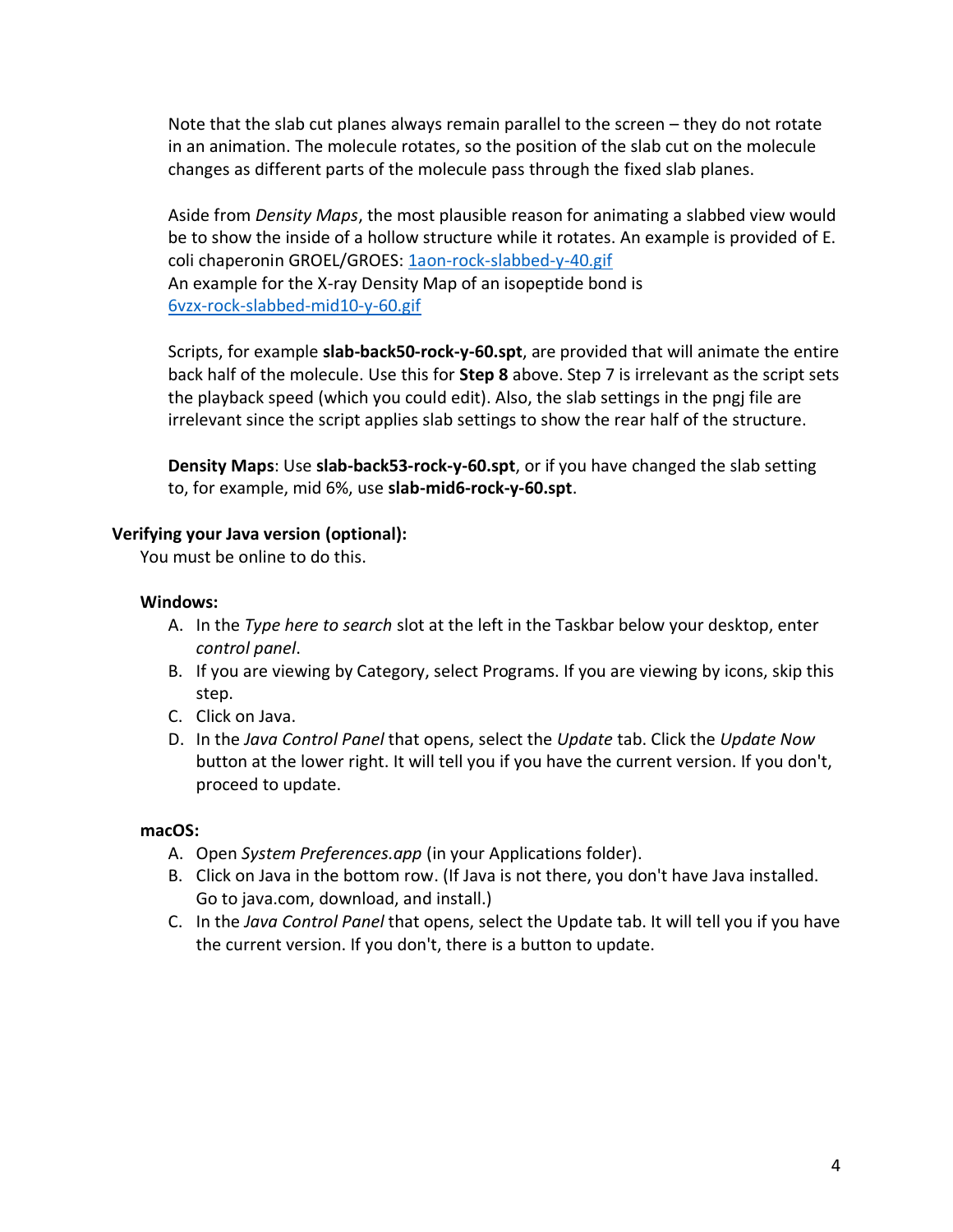Note that the slab cut planes always remain parallel to the screen – they do not rotate in an animation. The molecule rotates, so the position of the slab cut on the molecule changes as different parts of the molecule pass through the fixed slab planes.

Aside from *Density Maps*, the most plausible reason for animating a slabbed view would be to show the inside of a hollow structure while it rotates. An example is provided of E. coli chaperonin GROEL/GROES: [1aon-rock-slabbed-y-40.gif]()
An example for the X-ray Density Map of an isopeptide bond is [6vzx-rock-slabbed-mid10-y-60.gif]()

Scripts, for example **slab-back50-rock-y-60.spt**, are provided that will animate the entire back half of the molecule. Use this for **Step 8** above. Step 7 is irrelevant as the script sets the playback speed (which you could edit). Also, the slab settings in the pngj file are irrelevant since the script applies slab settings to show the rear half of the structure.

**Density Maps**: Use **slab-back53-rock-y-60.spt**, or if you have changed the slab setting to, for example, mid 6%, use **slab-mid6-rock-y-60.spt**.

### Verifying your Java version (optional):

You must be online to do this.

#### Windows:

A. In the *Type here to search* slot at the left in the Taskbar below your desktop, enter *control panel*.
B. If you are viewing by Category, select Programs. If you are viewing by icons, skip this step.
C. Click on Java.
D. In the *Java Control Panel* that opens, select the *Update* tab. Click the *Update Now* button at the lower right. It will tell you if you have the current version. If you don't, proceed to update.

#### macOS:

A. Open *System Preferences.app* (in your Applications folder).
B. Click on Java in the bottom row. (If Java is not there, you don't have Java installed. Go to java.com, download, and install.)
C. In the *Java Control Panel* that opens, select the Update tab. It will tell you if you have the current version. If you don't, there is a button to update.